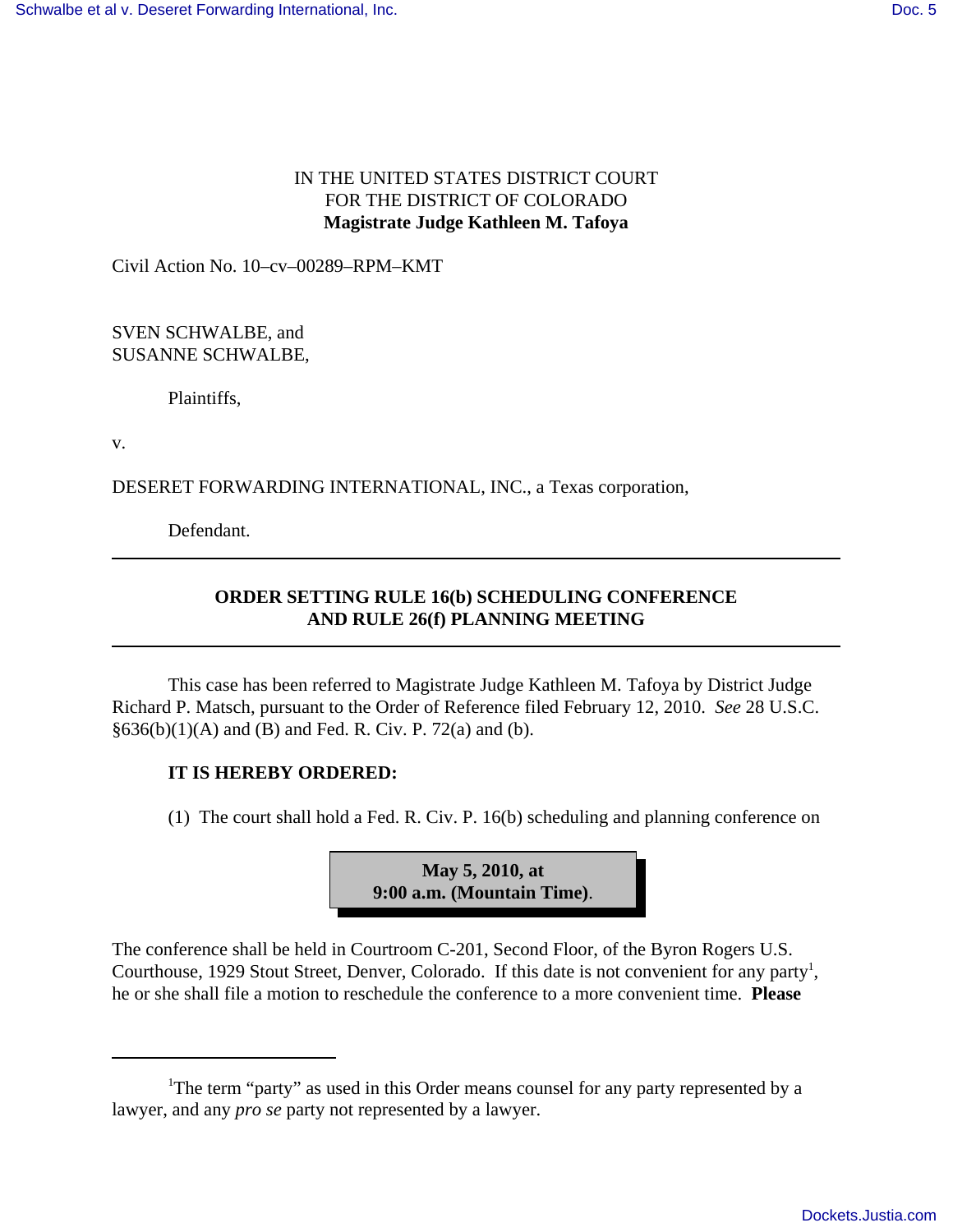IN THE UNITED STATES DISTRICT COURT
FOR THE DISTRICT OF COLORADO
**Magistrate Judge Kathleen M. Tafoya**

Civil Action No. 10–cv–00289–RPM–KMT

SVEN SCHWALBE, and
SUSANNE SCHWALBE,

Plaintiffs,

v.

DESERET FORWARDING INTERNATIONAL, INC., a Texas corporation,

Defendant.

---

## ORDER SETTING RULE 16(b) SCHEDULING CONFERENCE AND RULE 26(f) PLANNING MEETING

---

This case has been referred to Magistrate Judge Kathleen M. Tafoya by District Judge Richard P. Matsch, pursuant to the Order of Reference filed February 12, 2010. *See* 28 U.S.C. §636(b)(1)(A) and (B) and Fed. R. Civ. P. 72(a) and (b).

**IT IS HEREBY ORDERED:**

(1) The court shall hold a Fed. R. Civ. P. 16(b) scheduling and planning conference on

**May 5, 2010, at**
**9:00 a.m. (Mountain Time)**.

The conference shall be held in Courtroom C-201, Second Floor, of the Byron Rogers U.S. Courthouse, 1929 Stout Street, Denver, Colorado. If this date is not convenient for any party[1], he or she shall file a motion to reschedule the conference to a more convenient time. **Please**

---

[1]The term "party" as used in this Order means counsel for any party represented by a lawyer, and any *pro se* party not represented by a lawyer.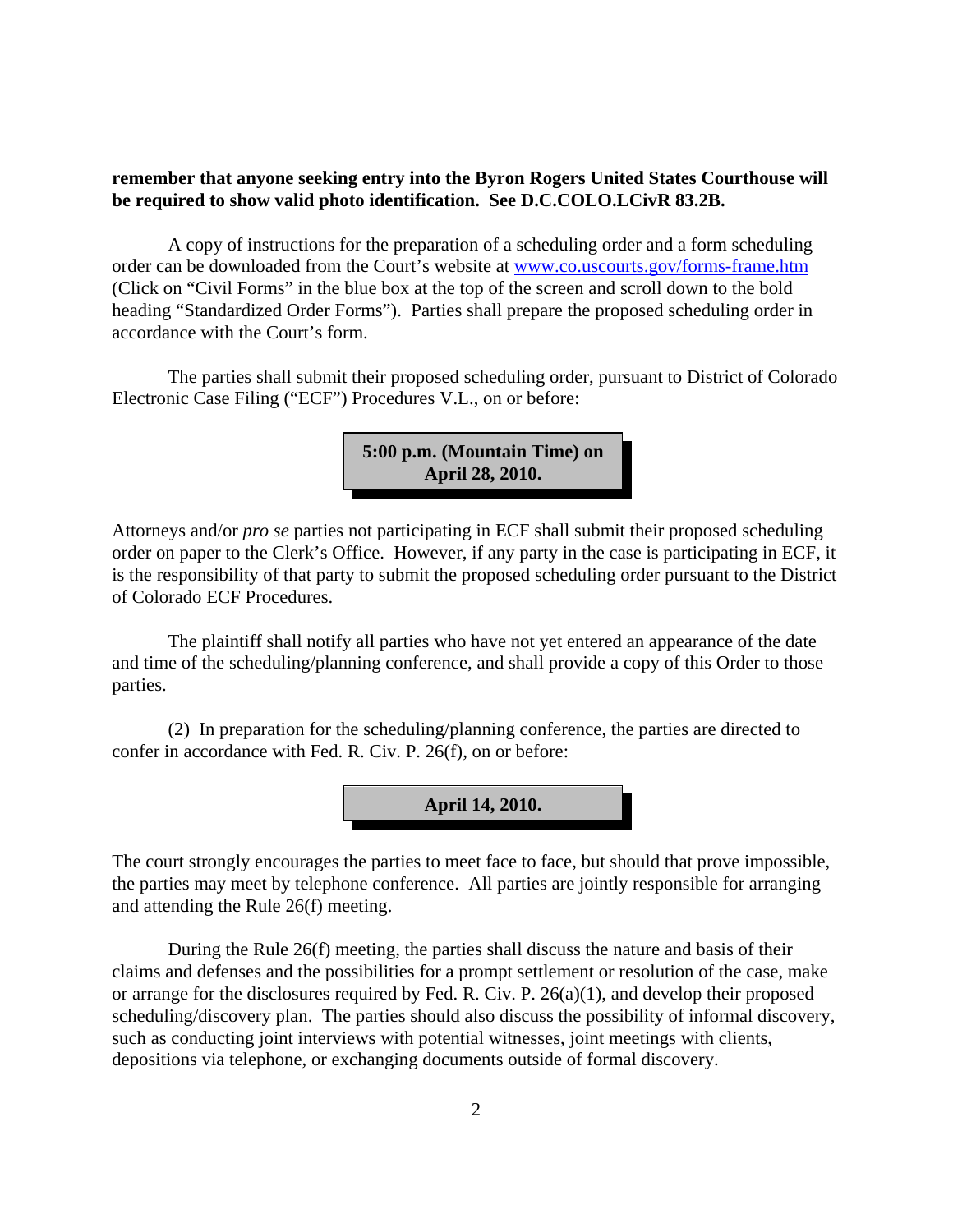**remember that anyone seeking entry into the Byron Rogers United States Courthouse will be required to show valid photo identification. See D.C.COLO.LCivR 83.2B.**

A copy of instructions for the preparation of a scheduling order and a form scheduling order can be downloaded from the Court's website at www.co.uscourts.gov/forms-frame.htm (Click on "Civil Forms" in the blue box at the top of the screen and scroll down to the bold heading "Standardized Order Forms"). Parties shall prepare the proposed scheduling order in accordance with the Court's form.

The parties shall submit their proposed scheduling order, pursuant to District of Colorado Electronic Case Filing ("ECF") Procedures V.L., on or before:

**5:00 p.m. (Mountain Time) on April 28, 2010.**

Attorneys and/or *pro se* parties not participating in ECF shall submit their proposed scheduling order on paper to the Clerk's Office. However, if any party in the case is participating in ECF, it is the responsibility of that party to submit the proposed scheduling order pursuant to the District of Colorado ECF Procedures.

The plaintiff shall notify all parties who have not yet entered an appearance of the date and time of the scheduling/planning conference, and shall provide a copy of this Order to those parties.

(2) In preparation for the scheduling/planning conference, the parties are directed to confer in accordance with Fed. R. Civ. P. 26(f), on or before:

**April 14, 2010.**

The court strongly encourages the parties to meet face to face, but should that prove impossible, the parties may meet by telephone conference. All parties are jointly responsible for arranging and attending the Rule 26(f) meeting.

During the Rule 26(f) meeting, the parties shall discuss the nature and basis of their claims and defenses and the possibilities for a prompt settlement or resolution of the case, make or arrange for the disclosures required by Fed. R. Civ. P. 26(a)(1), and develop their proposed scheduling/discovery plan. The parties should also discuss the possibility of informal discovery, such as conducting joint interviews with potential witnesses, joint meetings with clients, depositions via telephone, or exchanging documents outside of formal discovery.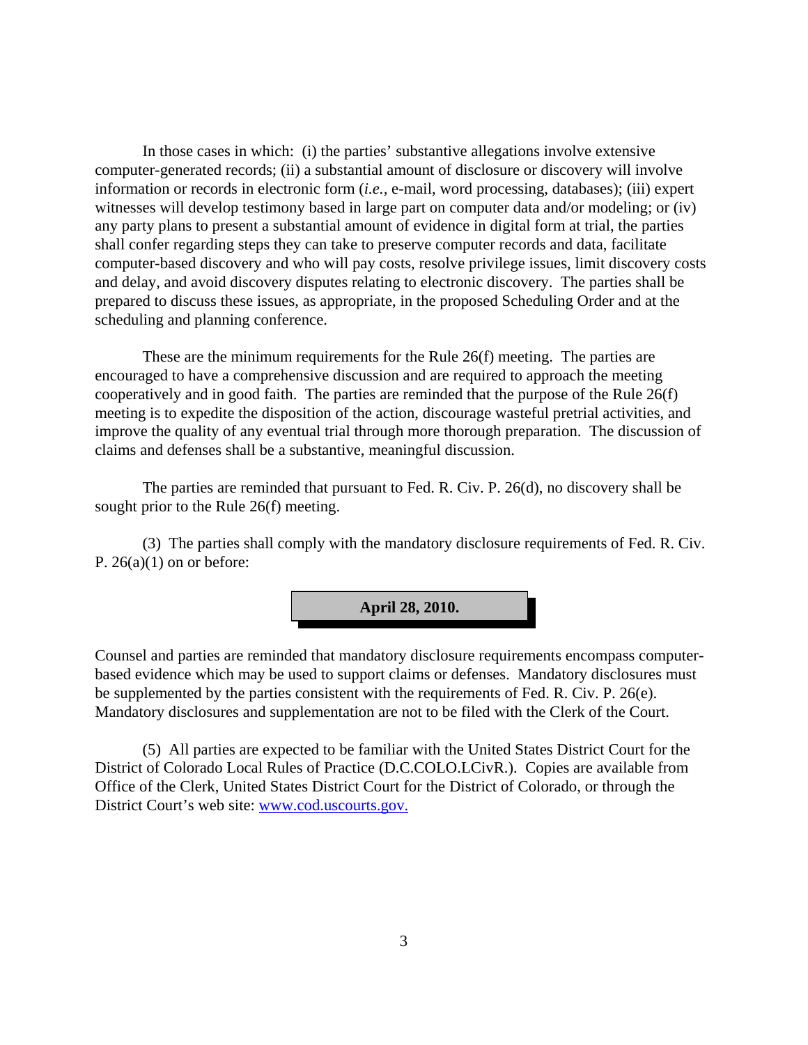In those cases in which: (i) the parties' substantive allegations involve extensive computer-generated records; (ii) a substantial amount of disclosure or discovery will involve information or records in electronic form (*i.e.*, e-mail, word processing, databases); (iii) expert witnesses will develop testimony based in large part on computer data and/or modeling; or (iv) any party plans to present a substantial amount of evidence in digital form at trial, the parties shall confer regarding steps they can take to preserve computer records and data, facilitate computer-based discovery and who will pay costs, resolve privilege issues, limit discovery costs and delay, and avoid discovery disputes relating to electronic discovery. The parties shall be prepared to discuss these issues, as appropriate, in the proposed Scheduling Order and at the scheduling and planning conference.

These are the minimum requirements for the Rule 26(f) meeting. The parties are encouraged to have a comprehensive discussion and are required to approach the meeting cooperatively and in good faith. The parties are reminded that the purpose of the Rule 26(f) meeting is to expedite the disposition of the action, discourage wasteful pretrial activities, and improve the quality of any eventual trial through more thorough preparation. The discussion of claims and defenses shall be a substantive, meaningful discussion.

The parties are reminded that pursuant to Fed. R. Civ. P. 26(d), no discovery shall be sought prior to the Rule 26(f) meeting.

(3) The parties shall comply with the mandatory disclosure requirements of Fed. R. Civ. P. 26(a)(1) on or before:

**April 28, 2010.**

Counsel and parties are reminded that mandatory disclosure requirements encompass computer-based evidence which may be used to support claims or defenses. Mandatory disclosures must be supplemented by the parties consistent with the requirements of Fed. R. Civ. P. 26(e). Mandatory disclosures and supplementation are not to be filed with the Clerk of the Court.

(5) All parties are expected to be familiar with the United States District Court for the District of Colorado Local Rules of Practice (D.C.COLO.LCivR.). Copies are available from Office of the Clerk, United States District Court for the District of Colorado, or through the District Court's web site: [www.cod.uscourts.gov.](http://www.cod.uscourts.gov)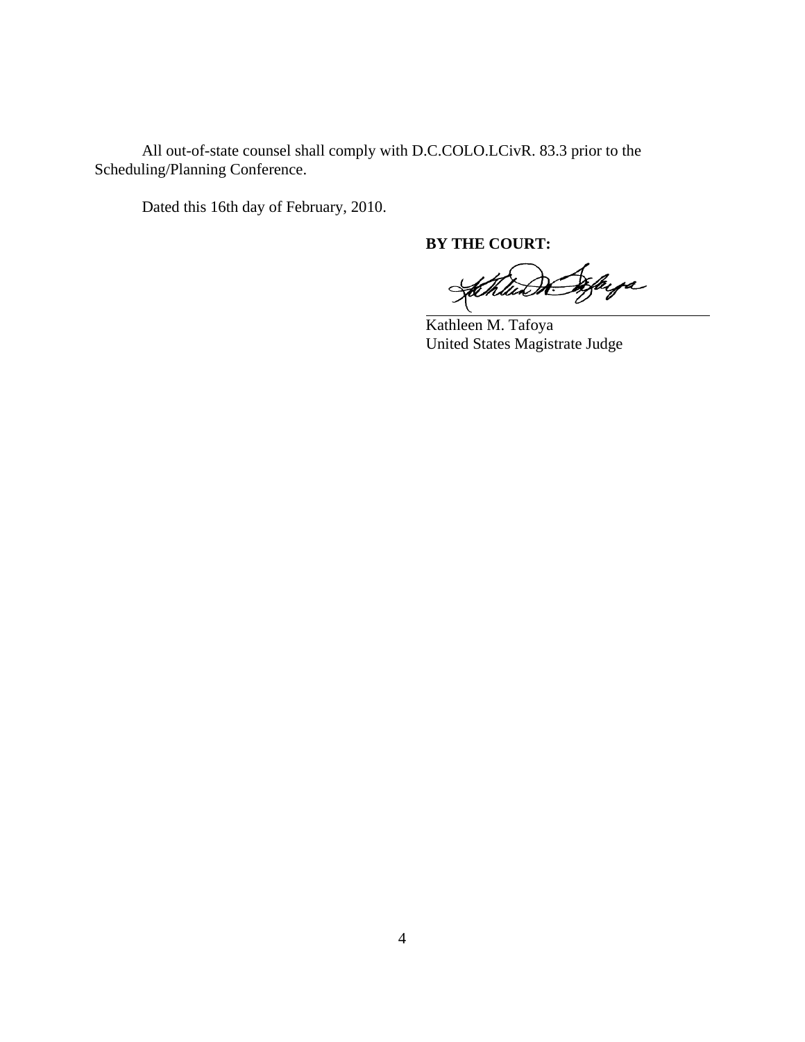All out-of-state counsel shall comply with D.C.COLO.LCivR. 83.3 prior to the Scheduling/Planning Conference.

Dated this 16th day of February, 2010.

**BY THE COURT:**

Kathleen M. Tafoya
United States Magistrate Judge